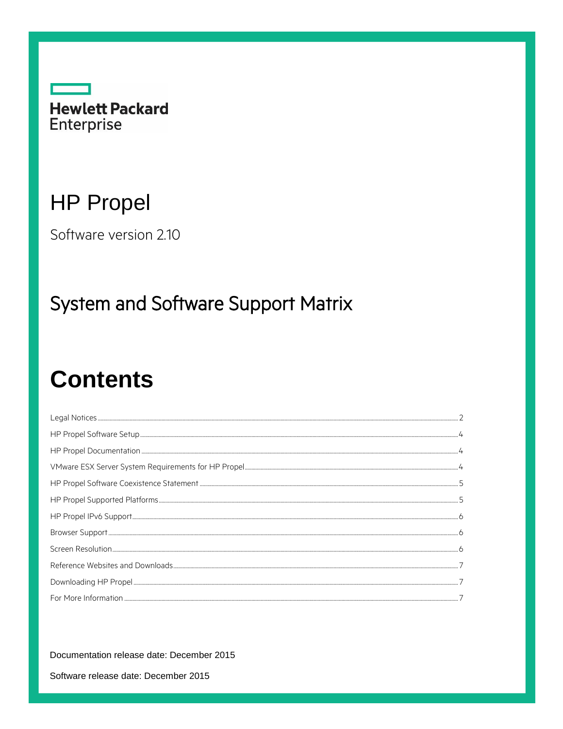Hewlett Packard Enterprise

# HP Propel

Software version 2.10

## System and Software Support Matrix

# Contents

Legal Notices 2

HP Propel Software Setup 4

HP Propel Documentation 4

VMware ESX Server System Requirements for HP Propel 4

HP Propel Software Coexistence Statement 5

HP Propel Supported Platforms 5

HP Propel IPv6 Support 6

Browser Support 6

Screen Resolution 6

Reference Websites and Downloads 7

Downloading HP Propel 7

For More Information 7

Documentation release date: December 2015

Software release date: December 2015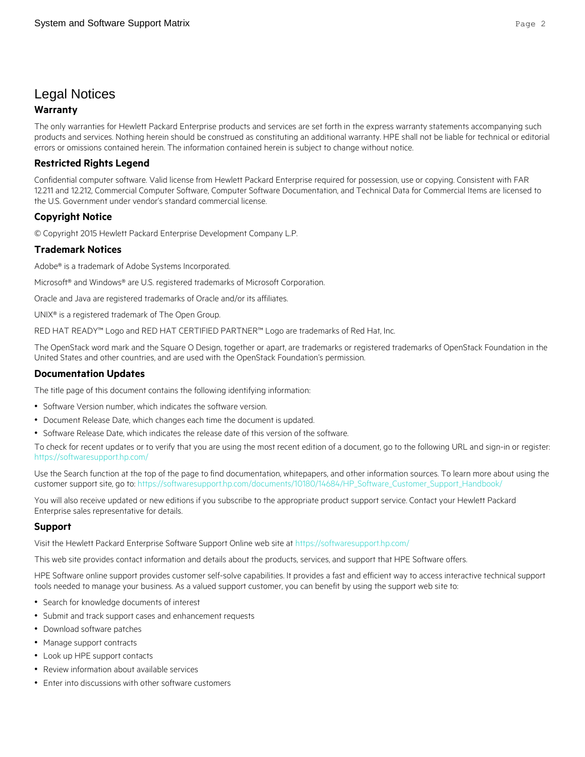# Legal Notices

## Warranty

The only warranties for Hewlett Packard Enterprise products and services are set forth in the express warranty statements accompanying such products and services. Nothing herein should be construed as constituting an additional warranty. HPE shall not be liable for technical or editorial errors or omissions contained herein. The information contained herein is subject to change without notice.

## Restricted Rights Legend

Confidential computer software. Valid license from Hewlett Packard Enterprise required for possession, use or copying. Consistent with FAR 12.211 and 12.212, Commercial Computer Software, Computer Software Documentation, and Technical Data for Commercial Items are licensed to the U.S. Government under vendor's standard commercial license.

## Copyright Notice

© Copyright 2015 Hewlett Packard Enterprise Development Company L.P.

## Trademark Notices

Adobe® is a trademark of Adobe Systems Incorporated.

Microsoft® and Windows® are U.S. registered trademarks of Microsoft Corporation.

Oracle and Java are registered trademarks of Oracle and/or its affiliates.

UNIX® is a registered trademark of The Open Group.

RED HAT READY™ Logo and RED HAT CERTIFIED PARTNER™ Logo are trademarks of Red Hat, Inc.

The OpenStack word mark and the Square O Design, together or apart, are trademarks or registered trademarks of OpenStack Foundation in the United States and other countries, and are used with the OpenStack Foundation's permission.

## Documentation Updates

The title page of this document contains the following identifying information:

- Software Version number, which indicates the software version.
- Document Release Date, which changes each time the document is updated.
- Software Release Date, which indicates the release date of this version of the software.

To check for recent updates or to verify that you are using the most recent edition of a document, go to the following URL and sign-in or register: https://softwaresupport.hp.com/

Use the Search function at the top of the page to find documentation, whitepapers, and other information sources. To learn more about using the customer support site, go to: https://softwaresupport.hp.com/documents/10180/14684/HP_Software_Customer_Support_Handbook/

You will also receive updated or new editions if you subscribe to the appropriate product support service. Contact your Hewlett Packard Enterprise sales representative for details.

## Support

Visit the Hewlett Packard Enterprise Software Support Online web site at https://softwaresupport.hp.com/

This web site provides contact information and details about the products, services, and support that HPE Software offers.

HPE Software online support provides customer self-solve capabilities. It provides a fast and efficient way to access interactive technical support tools needed to manage your business. As a valued support customer, you can benefit by using the support web site to:

- Search for knowledge documents of interest
- Submit and track support cases and enhancement requests
- Download software patches
- Manage support contracts
- Look up HPE support contacts
- Review information about available services
- Enter into discussions with other software customers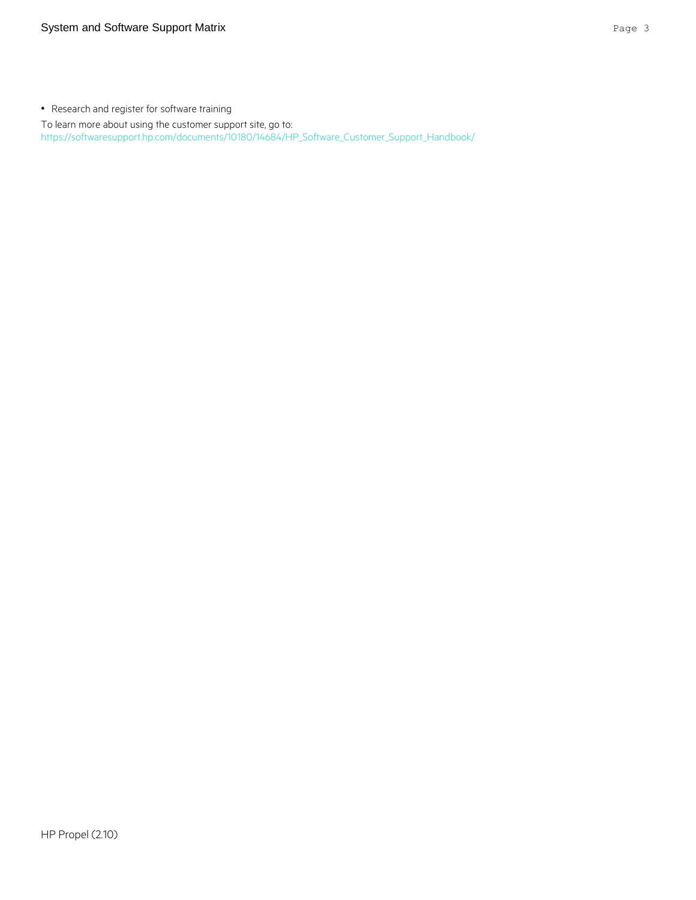- Research and register for software training

To learn more about using the customer support site, go to:
https://softwaresupport.hp.com/documents/10180/14684/HP_Software_Customer_Support_Handbook/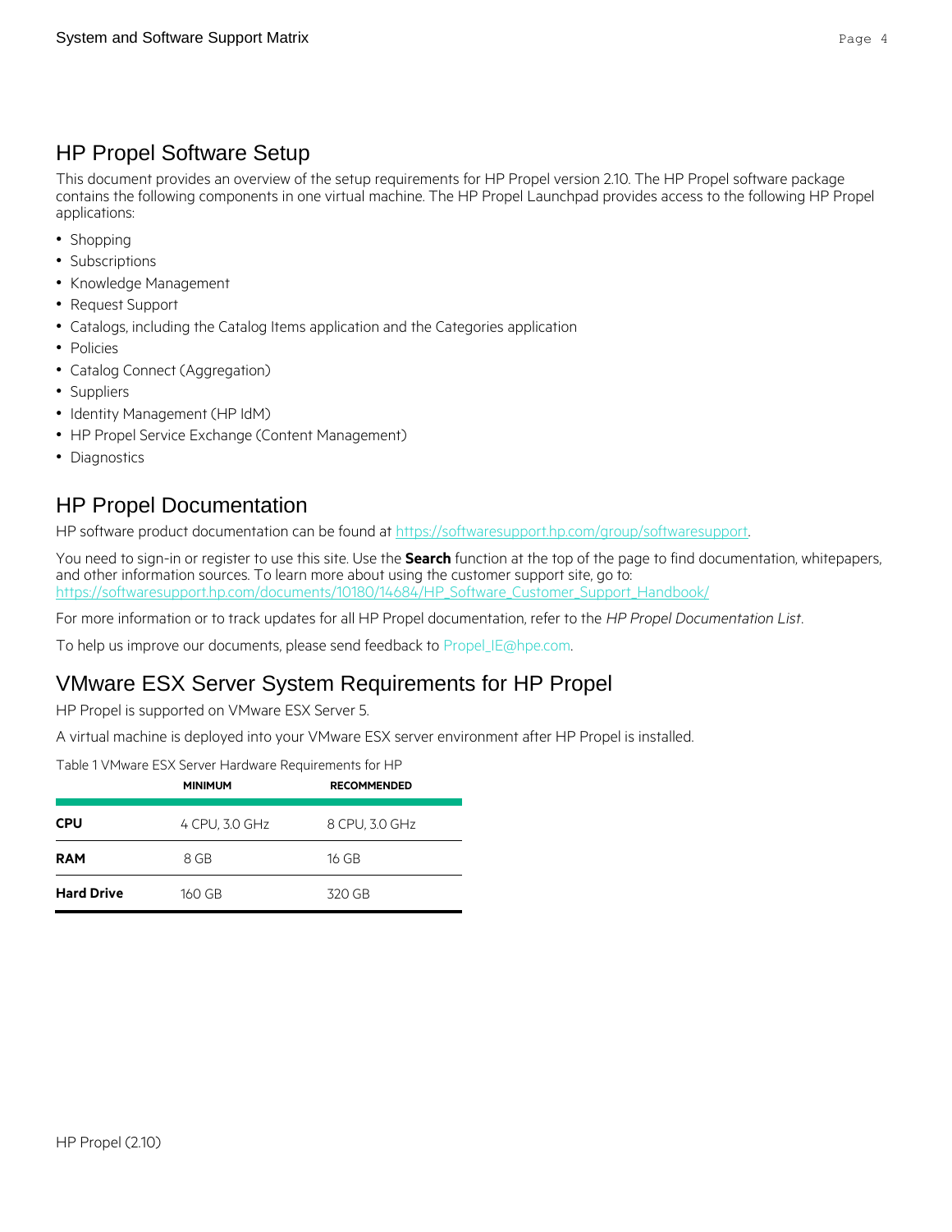## HP Propel Software Setup

This document provides an overview of the setup requirements for HP Propel version 2.10. The HP Propel software package contains the following components in one virtual machine. The HP Propel Launchpad provides access to the following HP Propel applications:

- Shopping
- Subscriptions
- Knowledge Management
- Request Support
- Catalogs, including the Catalog Items application and the Categories application
- Policies
- Catalog Connect (Aggregation)
- Suppliers
- Identity Management (HP IdM)
- HP Propel Service Exchange (Content Management)
- Diagnostics

## HP Propel Documentation

HP software product documentation can be found at [https://softwaresupport.hp.com/group/softwaresupport](https://softwaresupport.hp.com/group/softwaresupport).

You need to sign-in or register to use this site. Use the **Search** function at the top of the page to find documentation, whitepapers, and other information sources. To learn more about using the customer support site, go to: [https://softwaresupport.hp.com/documents/10180/14684/HP_Software_Customer_Support_Handbook/](https://softwaresupport.hp.com/documents/10180/14684/HP_Software_Customer_Support_Handbook/)

For more information or to track updates for all HP Propel documentation, refer to the *HP Propel Documentation List*.

To help us improve our documents, please send feedback to Propel_IE@hpe.com.

## VMware ESX Server System Requirements for HP Propel

HP Propel is supported on VMware ESX Server 5.

A virtual machine is deployed into your VMware ESX server environment after HP Propel is installed.

Table 1 VMware ESX Server Hardware Requirements for HP

| | MINIMUM | RECOMMENDED |
|---|---|---|
| **CPU** | 4 CPU, 3.0 GHz | 8 CPU, 3.0 GHz |
| **RAM** | 8 GB | 16 GB |
| **Hard Drive** | 160 GB | 320 GB |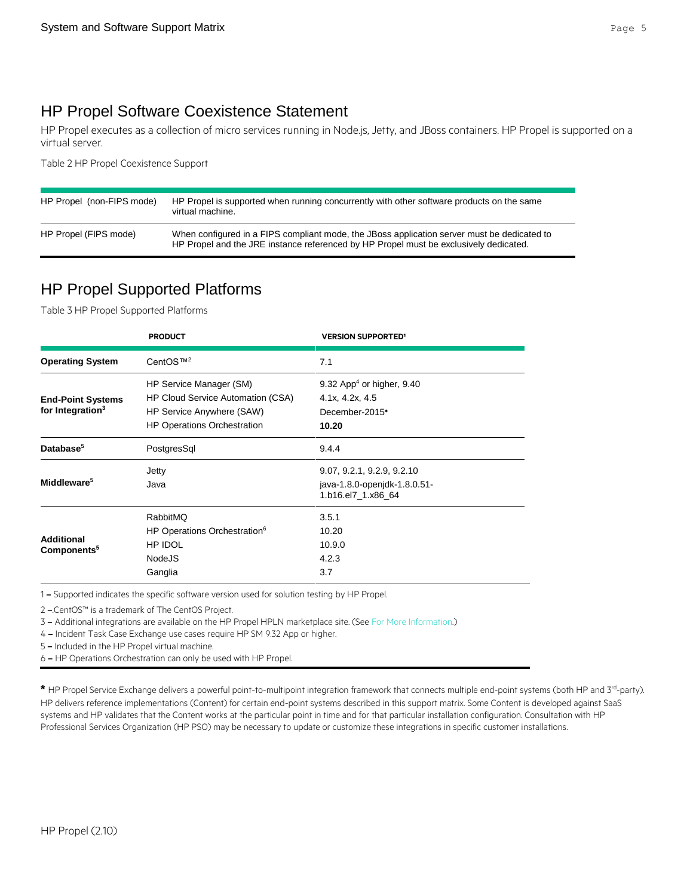## HP Propel Software Coexistence Statement

HP Propel executes as a collection of micro services running in Node.js, Jetty, and JBoss containers. HP Propel is supported on a virtual server.

Table 2 HP Propel Coexistence Support

| | |
|---|---|
| HP Propel (non-FIPS mode) | HP Propel is supported when running concurrently with other software products on the same virtual machine. |
| HP Propel (FIPS mode) | When configured in a FIPS compliant mode, the JBoss application server must be dedicated to HP Propel and the JRE instance referenced by HP Propel must be exclusively dedicated. |

## HP Propel Supported Platforms

Table 3 HP Propel Supported Platforms

| | PRODUCT | VERSION SUPPORTED[1] |
|---|---|---|
| **Operating System** | CentOS™[2] | 7.1 |
| **End-Point Systems for Integration[3]** | HP Service Manager (SM) | 9.32 App[4] or higher, 9.40 |
| | HP Cloud Service Automation (CSA) | 4.1x, 4.2x, 4.5 |
| | HP Service Anywhere (SAW) | December-2015* |
| | HP Operations Orchestration | **10.20** |
| **Database[5]** | PostgresSql | 9.4.4 |
| **Middleware[5]** | Jetty | 9.07, 9.2.1, 9.2.9, 9.2.10 |
| | Java | java-1.8.0-openjdk-1.8.0.51-1.b16.el7_1.x86_64 |
| **Additional Components[5]** | RabbitMQ | 3.5.1 |
| | HP Operations Orchestration[6] | 10.20 |
| | HP IDOL | 10.9.0 |
| | NodeJS | 4.2.3 |
| | Ganglia | 3.7 |

1 – Supported indicates the specific software version used for solution testing by HP Propel.

2 –.CentOS™ is a trademark of The CentOS Project.

3 – Additional integrations are available on the HP Propel HPLN marketplace site. (See For More Information.)

4 – Incident Task Case Exchange use cases require HP SM 9.32 App or higher.

5 – Included in the HP Propel virtual machine.

6 – HP Operations Orchestration can only be used with HP Propel.

**\*** HP Propel Service Exchange delivers a powerful point-to-multipoint integration framework that connects multiple end-point systems (both HP and 3rd-party). HP delivers reference implementations (Content) for certain end-point systems described in this support matrix. Some Content is developed against SaaS systems and HP validates that the Content works at the particular point in time and for that particular installation configuration. Consultation with HP Professional Services Organization (HP PSO) may be necessary to update or customize these integrations in specific customer installations.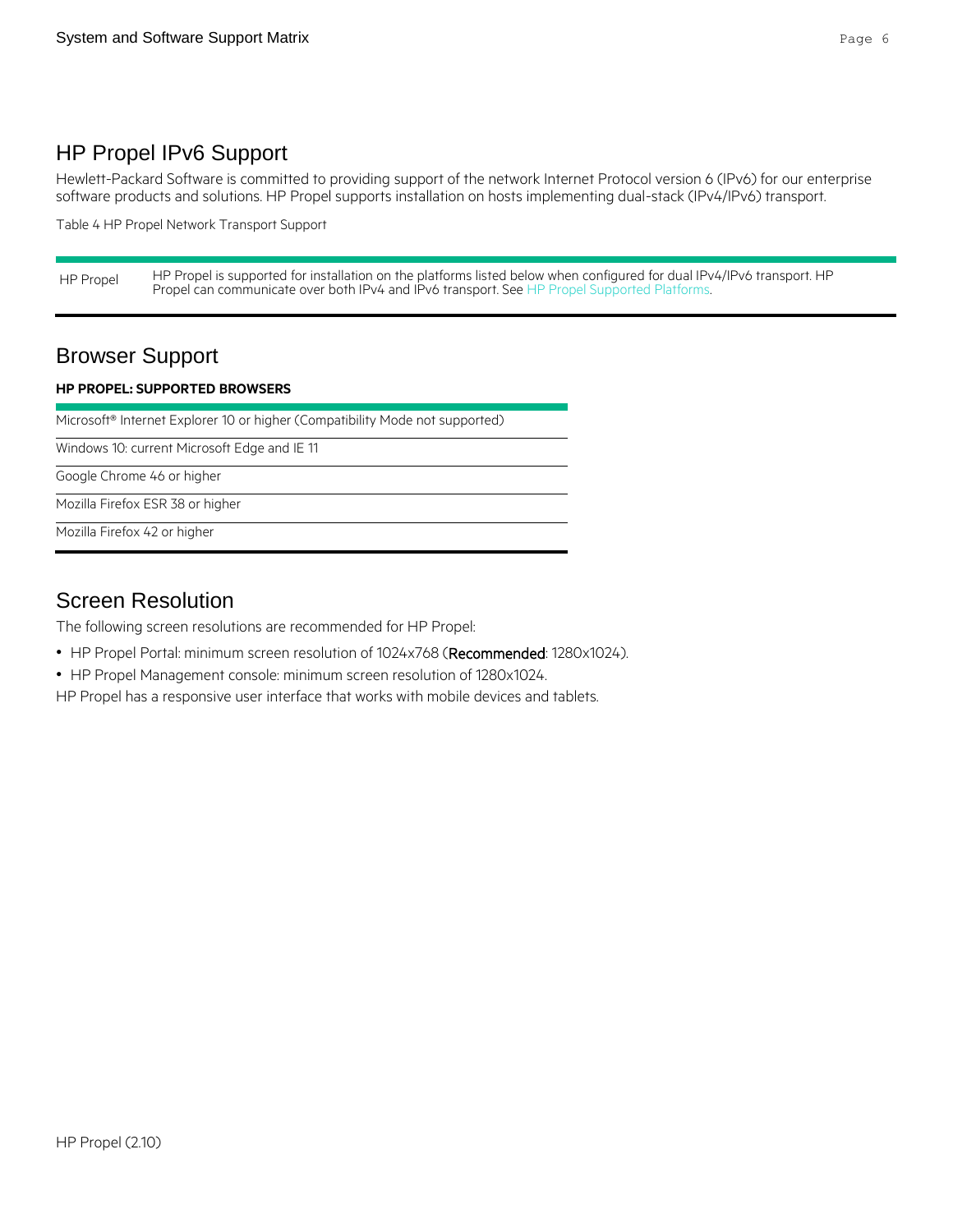## HP Propel IPv6 Support

Hewlett-Packard Software is committed to providing support of the network Internet Protocol version 6 (IPv6) for our enterprise software products and solutions. HP Propel supports installation on hosts implementing dual-stack (IPv4/IPv6) transport.

Table 4 HP Propel Network Transport Support

| | |
|---|---|
| HP Propel | HP Propel is supported for installation on the platforms listed below when configured for dual IPv4/IPv6 transport. HP Propel can communicate over both IPv4 and IPv6 transport. See HP Propel Supported Platforms. |

## Browser Support

**HP PROPEL: SUPPORTED BROWSERS**

| |
|---|
| Microsoft® Internet Explorer 10 or higher (Compatibility Mode not supported) |
| Windows 10: current Microsoft Edge and IE 11 |
| Google Chrome 46 or higher |
| Mozilla Firefox ESR 38 or higher |
| Mozilla Firefox 42 or higher |

## Screen Resolution

The following screen resolutions are recommended for HP Propel:

- HP Propel Portal: minimum screen resolution of 1024x768 (**Recommended**: 1280x1024).
- HP Propel Management console: minimum screen resolution of 1280x1024.

HP Propel has a responsive user interface that works with mobile devices and tablets.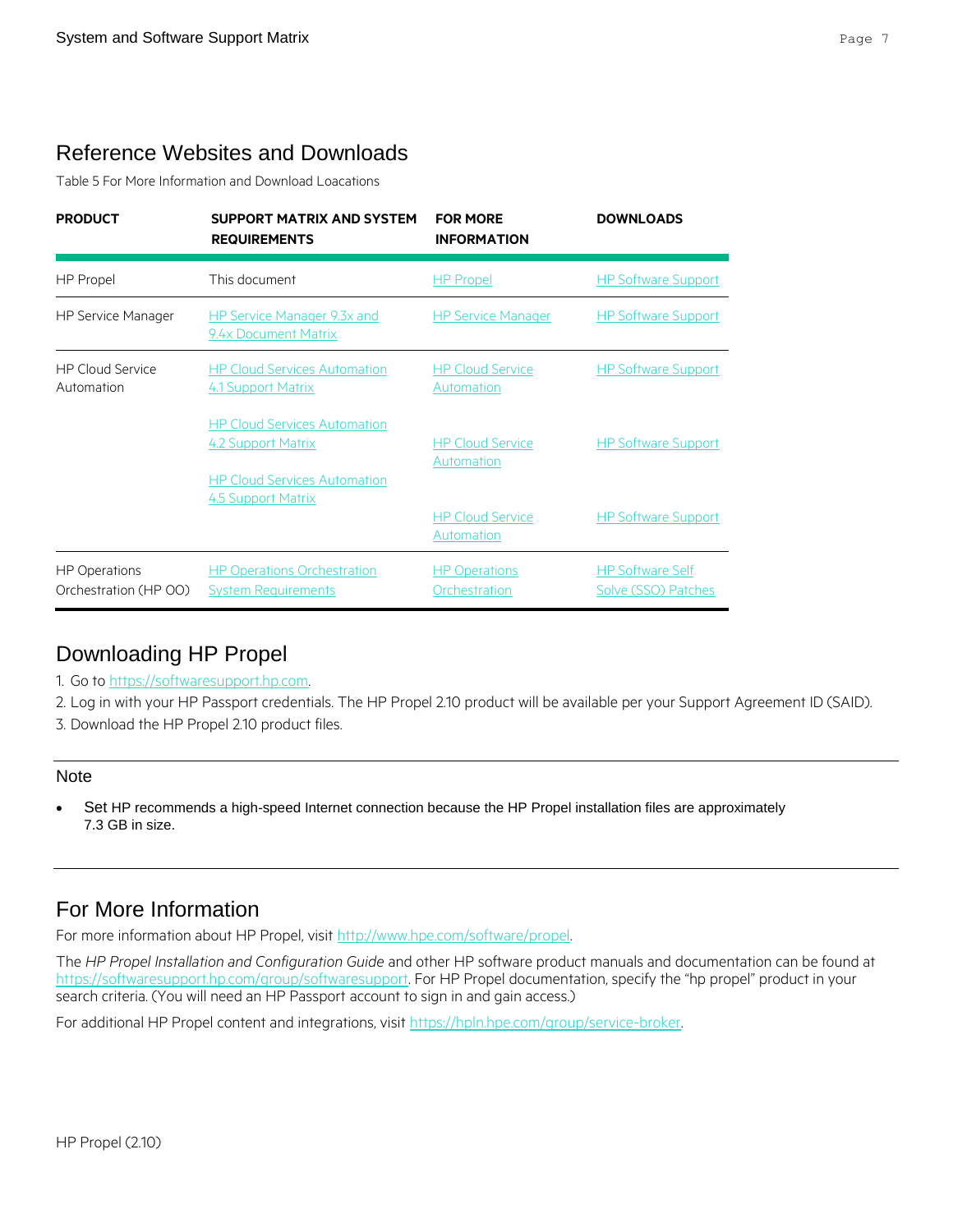## Reference Websites and Downloads

Table 5 For More Information and Download Loacations

| PRODUCT | SUPPORT MATRIX AND SYSTEM REQUIREMENTS | FOR MORE INFORMATION | DOWNLOADS |
|---|---|---|---|
| HP Propel | This document | HP Propel | HP Software Support |
| HP Service Manager | HP Service Manager 9.3x and 9.4x Document Matrix | HP Service Manager | HP Software Support |
| HP Cloud Service Automation | HP Cloud Services Automation 4.1 Support Matrix | HP Cloud Service Automation | HP Software Support |
| | HP Cloud Services Automation 4.2 Support Matrix | HP Cloud Service Automation | HP Software Support |
| | HP Cloud Services Automation 4.5 Support Matrix | HP Cloud Service Automation | HP Software Support |
| HP Operations Orchestration (HP OO) | HP Operations Orchestration System Requirements | HP Operations Orchestration | HP Software Self Solve (SSO) Patches |

## Downloading HP Propel

1. Go to https://softwaresupport.hp.com.
2. Log in with your HP Passport credentials. The HP Propel 2.10 product will be available per your Support Agreement ID (SAID).
3. Download the HP Propel 2.10 product files.

---

### Note

- Set HP recommends a high-speed Internet connection because the HP Propel installation files are approximately 7.3 GB in size.

---

## For More Information

For more information about HP Propel, visit http://www.hpe.com/software/propel.

The *HP Propel Installation and Configuration Guide* and other HP software product manuals and documentation can be found at https://softwaresupport.hp.com/group/softwaresupport. For HP Propel documentation, specify the "hp propel" product in your search criteria. (You will need an HP Passport account to sign in and gain access.)

For additional HP Propel content and integrations, visit https://hpln.hpe.com/group/service-broker.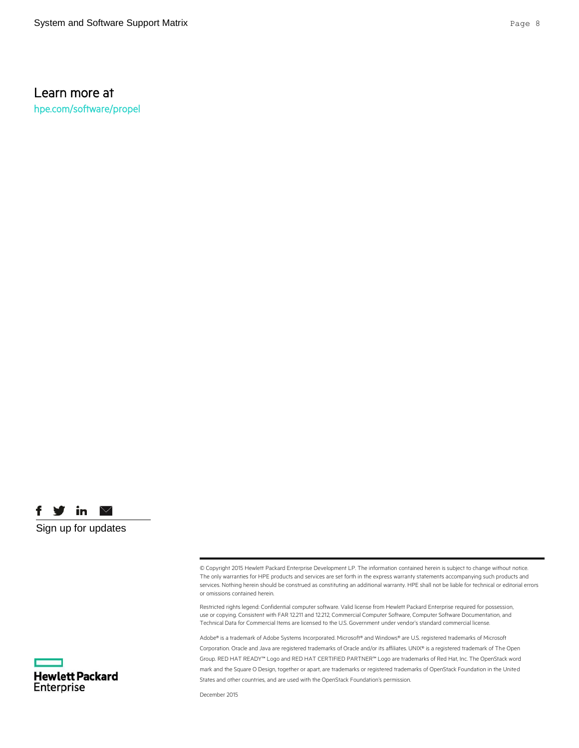## Learn more at

hpe.com/software/propel

Sign up for updates

Hewlett Packard Enterprise

© Copyright 2015 Hewlett Packard Enterprise Development LP. The information contained herein is subject to change without notice. The only warranties for HPE products and services are set forth in the express warranty statements accompanying such products and services. Nothing herein should be construed as constituting an additional warranty. HPE shall not be liable for technical or editorial errors or omissions contained herein.

Restricted rights legend: Confidential computer software. Valid license from Hewlett Packard Enterprise required for possession, use or copying. Consistent with FAR 12.211 and 12.212, Commercial Computer Software, Computer Software Documentation, and Technical Data for Commercial Items are licensed to the U.S. Government under vendor's standard commercial license.

Adobe® is a trademark of Adobe Systems Incorporated. Microsoft® and Windows® are U.S. registered trademarks of Microsoft Corporation. Oracle and Java are registered trademarks of Oracle and/or its affiliates. UNIX® is a registered trademark of The Open Group. RED HAT READY™ Logo and RED HAT CERTIFIED PARTNER™ Logo are trademarks of Red Hat, Inc. The OpenStack word mark and the Square O Design, together or apart, are trademarks or registered trademarks of OpenStack Foundation in the United States and other countries, and are used with the OpenStack Foundation's permission.

December 2015